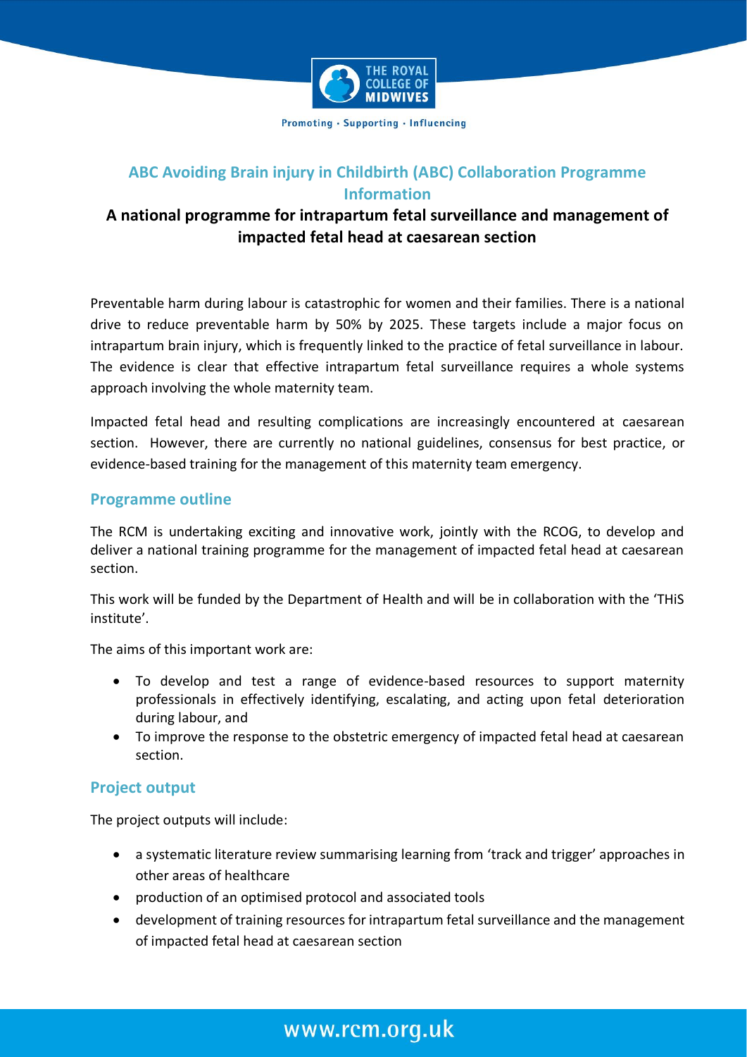# ABC Avoiding Brain injury in Childbirth (ABC) Collaboration Programme Information

## A national programme for intrapartum fetal surveillance and management of impacted fetal head at caesarean section

Preventable harm during labour is catastrophic for women and their families. There is a national drive to reduce preventable harm by 50% by 2025. These targets include a major focus on intrapartum brain injury, which is frequently linked to the practice of fetal surveillance in labour. The evidence is clear that effective intrapartum fetal surveillance requires a whole systems approach involving the whole maternity team.

Impacted fetal head and resulting complications are increasingly encountered at caesarean section. However, there are currently no national guidelines, consensus for best practice, or evidence-based training for the management of this maternity team emergency.

### Programme outline

The RCM is undertaking exciting and innovative work, jointly with the RCOG, to develop and deliver a national training programme for the management of impacted fetal head at caesarean section.

This work will be funded by the Department of Health and will be in collaboration with the 'THiS institute'.

The aims of this important work are:

- To develop and test a range of evidence-based resources to support maternity professionals in effectively identifying, escalating, and acting upon fetal deterioration during labour, and
- To improve the response to the obstetric emergency of impacted fetal head at caesarean section.

### Project output

The project outputs will include:

- a systematic literature review summarising learning from 'track and trigger' approaches in other areas of healthcare
- production of an optimised protocol and associated tools
- development of training resources for intrapartum fetal surveillance and the management of impacted fetal head at caesarean section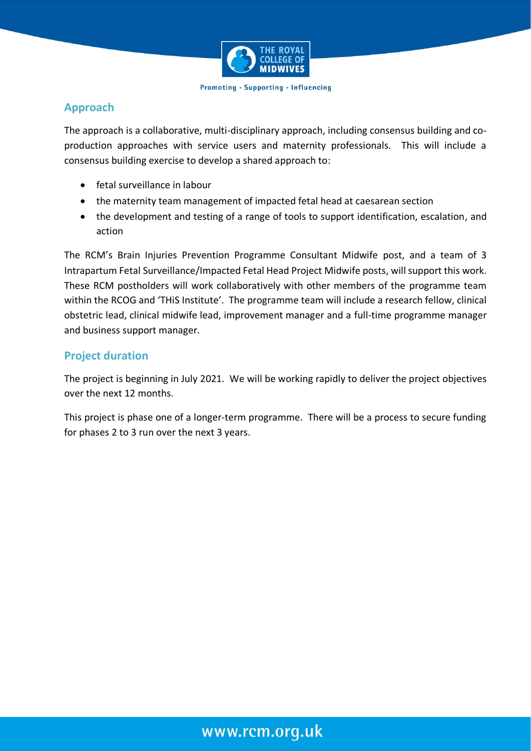## Approach

The approach is a collaborative, multi-disciplinary approach, including consensus building and co-production approaches with service users and maternity professionals. This will include a consensus building exercise to develop a shared approach to:

- fetal surveillance in labour
- the maternity team management of impacted fetal head at caesarean section
- the development and testing of a range of tools to support identification, escalation, and action

The RCM's Brain Injuries Prevention Programme Consultant Midwife post, and a team of 3 Intrapartum Fetal Surveillance/Impacted Fetal Head Project Midwife posts, will support this work. These RCM postholders will work collaboratively with other members of the programme team within the RCOG and 'THiS Institute'. The programme team will include a research fellow, clinical obstetric lead, clinical midwife lead, improvement manager and a full-time programme manager and business support manager.

## Project duration

The project is beginning in July 2021. We will be working rapidly to deliver the project objectives over the next 12 months.

This project is phase one of a longer-term programme. There will be a process to secure funding for phases 2 to 3 run over the next 3 years.